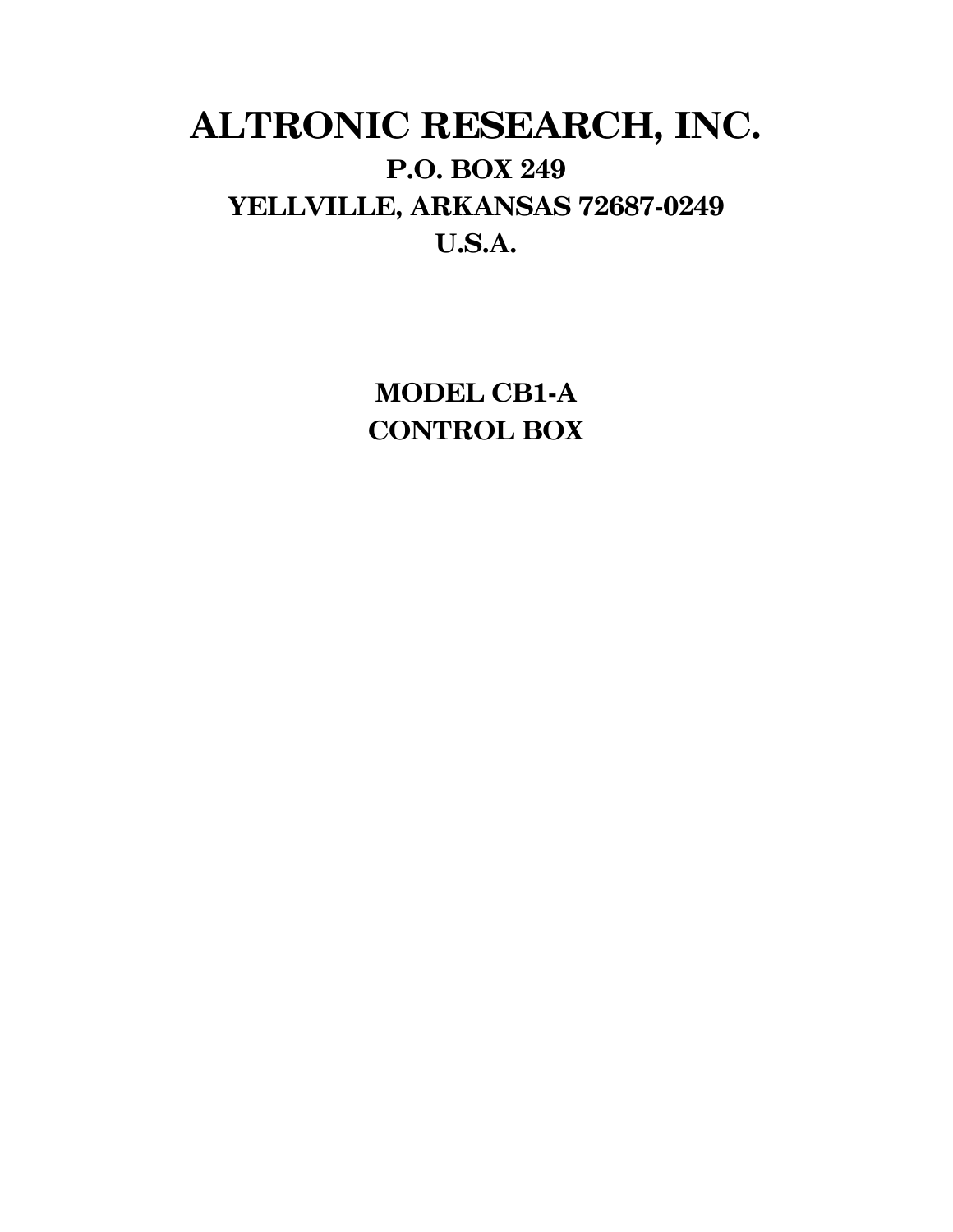# ALTRONIC RESEARCH, INC.

## P.O. BOX 249
## YELLVILLE, ARKANSAS 72687-0249
## U.S.A.

## MODEL CB1-A
## CONTROL BOX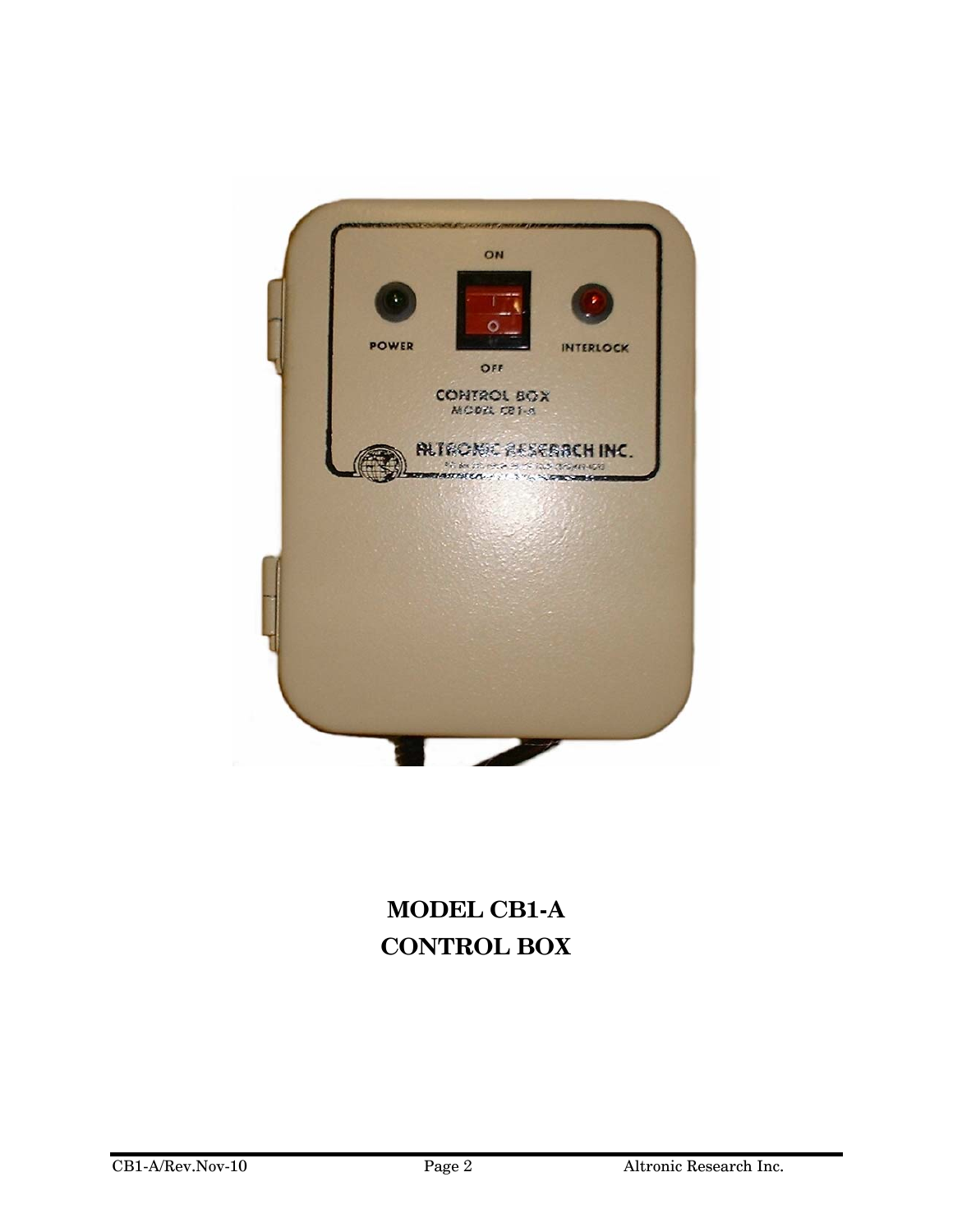# MODEL CB1-A
# CONTROL BOX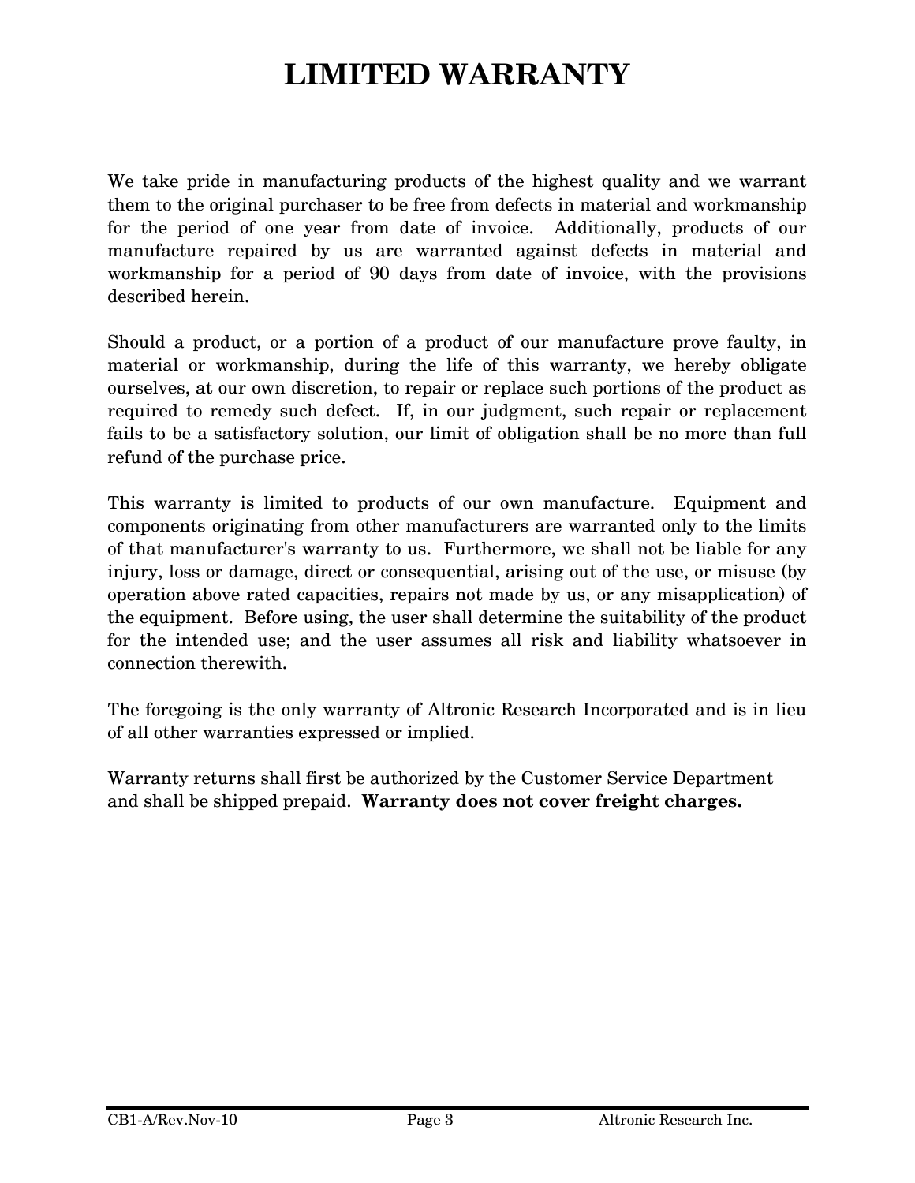# LIMITED WARRANTY

We take pride in manufacturing products of the highest quality and we warrant them to the original purchaser to be free from defects in material and workmanship for the period of one year from date of invoice. Additionally, products of our manufacture repaired by us are warranted against defects in material and workmanship for a period of 90 days from date of invoice, with the provisions described herein.

Should a product, or a portion of a product of our manufacture prove faulty, in material or workmanship, during the life of this warranty, we hereby obligate ourselves, at our own discretion, to repair or replace such portions of the product as required to remedy such defect. If, in our judgment, such repair or replacement fails to be a satisfactory solution, our limit of obligation shall be no more than full refund of the purchase price.

This warranty is limited to products of our own manufacture. Equipment and components originating from other manufacturers are warranted only to the limits of that manufacturer's warranty to us. Furthermore, we shall not be liable for any injury, loss or damage, direct or consequential, arising out of the use, or misuse (by operation above rated capacities, repairs not made by us, or any misapplication) of the equipment. Before using, the user shall determine the suitability of the product for the intended use; and the user assumes all risk and liability whatsoever in connection therewith.

The foregoing is the only warranty of Altronic Research Incorporated and is in lieu of all other warranties expressed or implied.

Warranty returns shall first be authorized by the Customer Service Department and shall be shipped prepaid. **Warranty does not cover freight charges.**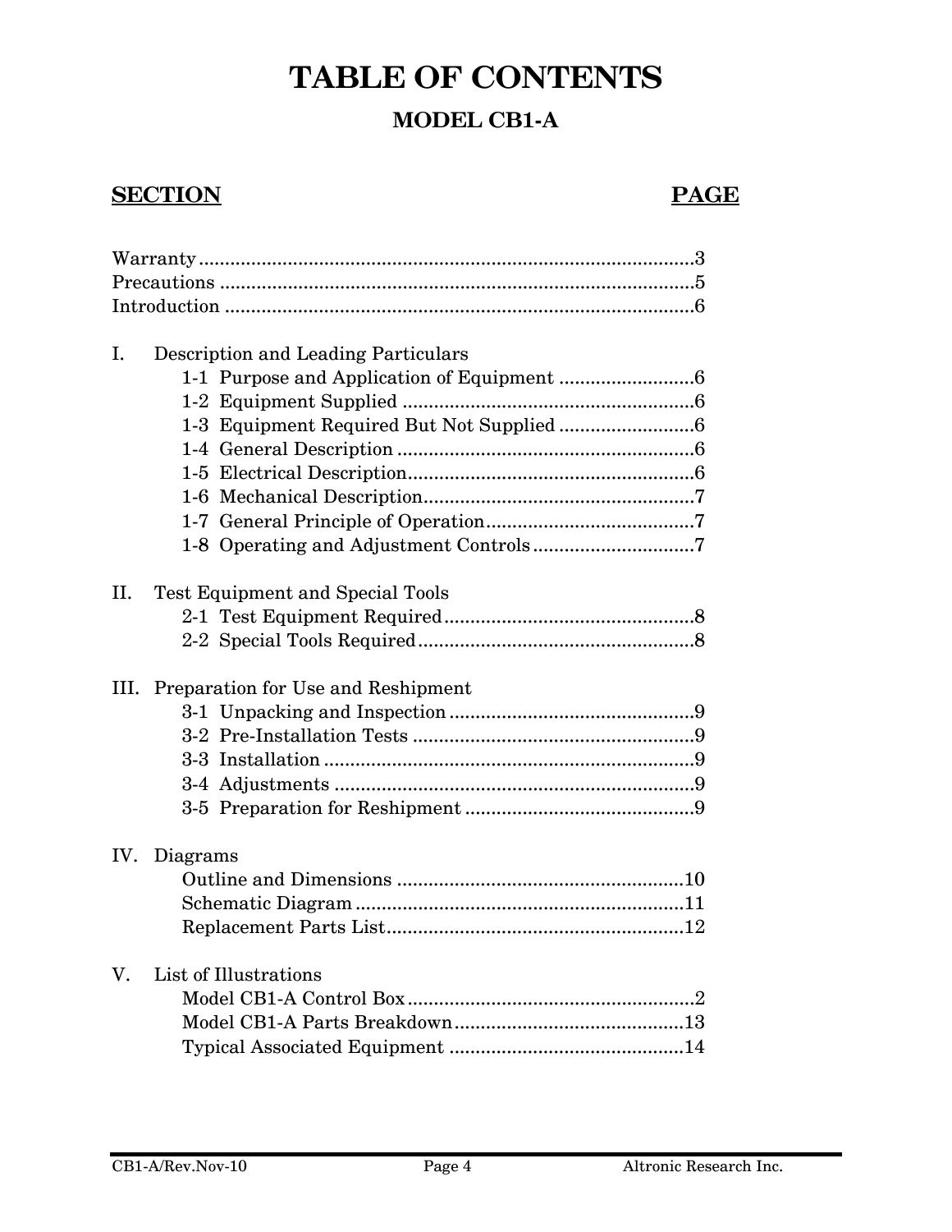# TABLE OF CONTENTS

## MODEL CB1-A

| SECTION | PAGE |
|---|---|
| Warranty | 3 |
| Precautions | 5 |
| Introduction | 6 |
| **I. Description and Leading Particulars** | |
| 1-1 Purpose and Application of Equipment | 6 |
| 1-2 Equipment Supplied | 6 |
| 1-3 Equipment Required But Not Supplied | 6 |
| 1-4 General Description | 6 |
| 1-5 Electrical Description | 6 |
| 1-6 Mechanical Description | 7 |
| 1-7 General Principle of Operation | 7 |
| 1-8 Operating and Adjustment Controls | 7 |
| **II. Test Equipment and Special Tools** | |
| 2-1 Test Equipment Required | 8 |
| 2-2 Special Tools Required | 8 |
| **III. Preparation for Use and Reshipment** | |
| 3-1 Unpacking and Inspection | 9 |
| 3-2 Pre-Installation Tests | 9 |
| 3-3 Installation | 9 |
| 3-4 Adjustments | 9 |
| 3-5 Preparation for Reshipment | 9 |
| **IV. Diagrams** | |
| Outline and Dimensions | 10 |
| Schematic Diagram | 11 |
| Replacement Parts List | 12 |
| **V. List of Illustrations** | |
| Model CB1-A Control Box | 2 |
| Model CB1-A Parts Breakdown | 13 |
| Typical Associated Equipment | 14 |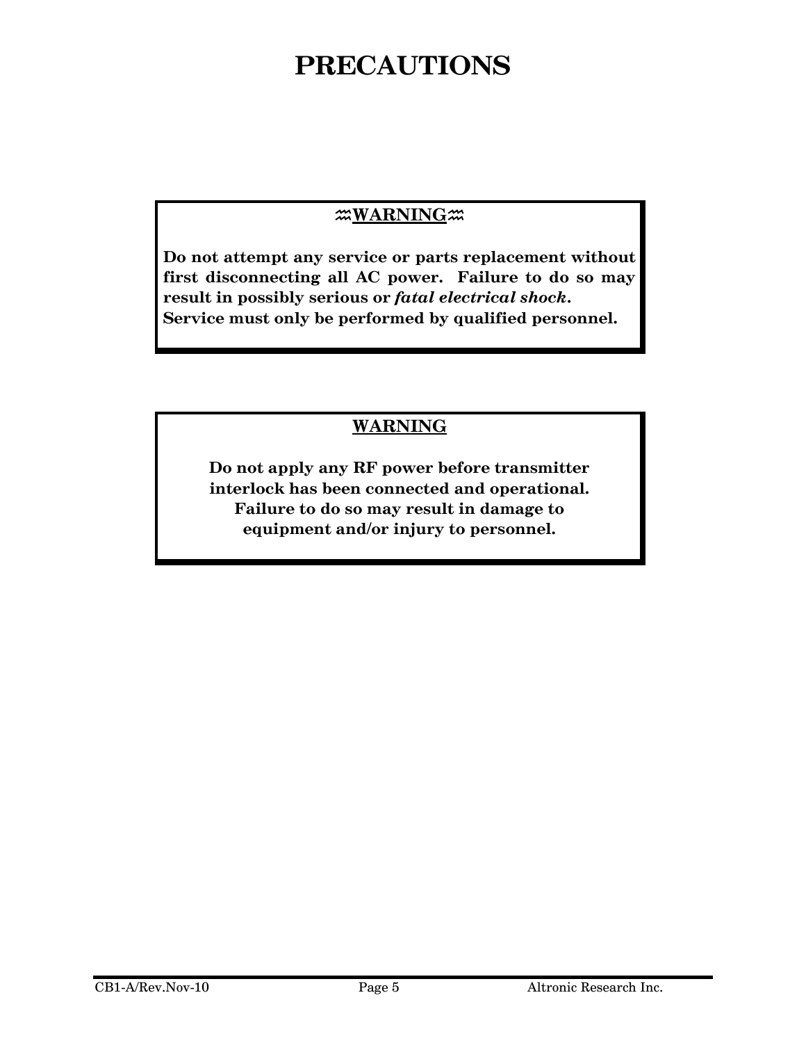# PRECAUTIONS

**WARNING**

**Do not attempt any service or parts replacement without first disconnecting all AC power. Failure to do so may result in possibly serious or *fatal electrical shock*. Service must only be performed by qualified personnel.**

**WARNING**

**Do not apply any RF power before transmitter interlock has been connected and operational. Failure to do so may result in damage to equipment and/or injury to personnel.**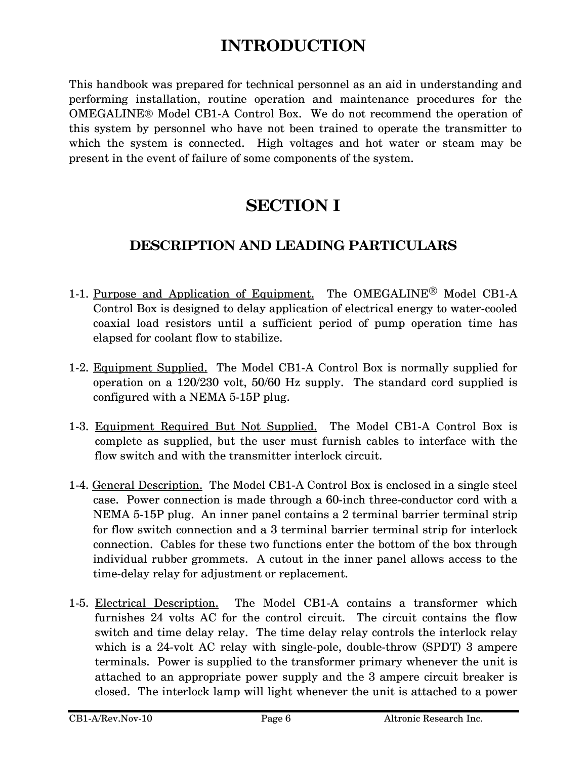# INTRODUCTION

This handbook was prepared for technical personnel as an aid in understanding and performing installation, routine operation and maintenance procedures for the OMEGALINE® Model CB1-A Control Box. We do not recommend the operation of this system by personnel who have not been trained to operate the transmitter to which the system is connected. High voltages and hot water or steam may be present in the event of failure of some components of the system.

# SECTION I

## DESCRIPTION AND LEADING PARTICULARS

1-1. Purpose and Application of Equipment. The OMEGALINE® Model CB1-A Control Box is designed to delay application of electrical energy to water-cooled coaxial load resistors until a sufficient period of pump operation time has elapsed for coolant flow to stabilize.

1-2. Equipment Supplied. The Model CB1-A Control Box is normally supplied for operation on a 120/230 volt, 50/60 Hz supply. The standard cord supplied is configured with a NEMA 5-15P plug.

1-3. Equipment Required But Not Supplied. The Model CB1-A Control Box is complete as supplied, but the user must furnish cables to interface with the flow switch and with the transmitter interlock circuit.

1-4. General Description. The Model CB1-A Control Box is enclosed in a single steel case. Power connection is made through a 60-inch three-conductor cord with a NEMA 5-15P plug. An inner panel contains a 2 terminal barrier terminal strip for flow switch connection and a 3 terminal barrier terminal strip for interlock connection. Cables for these two functions enter the bottom of the box through individual rubber grommets. A cutout in the inner panel allows access to the time-delay relay for adjustment or replacement.

1-5. Electrical Description. The Model CB1-A contains a transformer which furnishes 24 volts AC for the control circuit. The circuit contains the flow switch and time delay relay. The time delay relay controls the interlock relay which is a 24-volt AC relay with single-pole, double-throw (SPDT) 3 ampere terminals. Power is supplied to the transformer primary whenever the unit is attached to an appropriate power supply and the 3 ampere circuit breaker is closed. The interlock lamp will light whenever the unit is attached to a power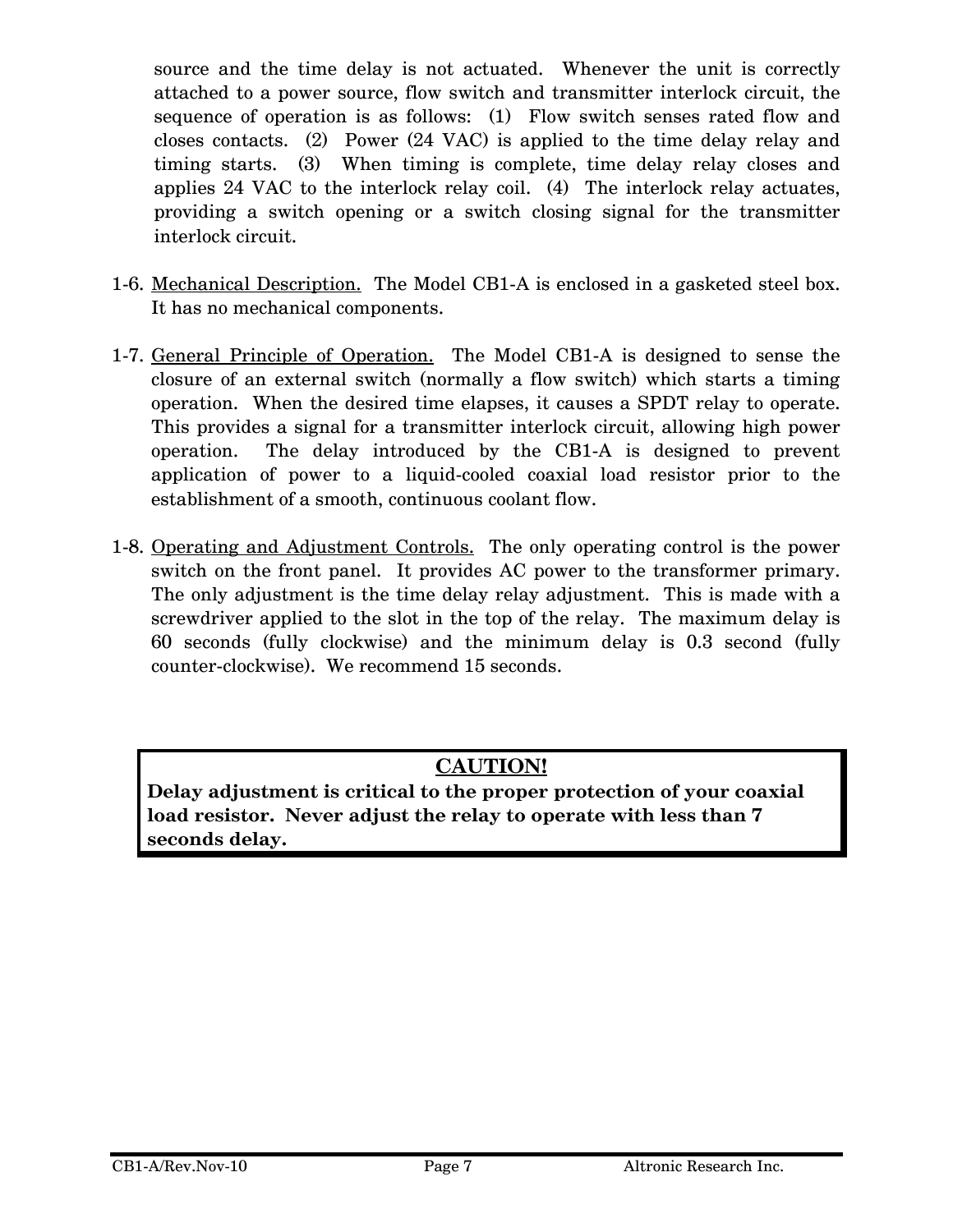source and the time delay is not actuated. Whenever the unit is correctly attached to a power source, flow switch and transmitter interlock circuit, the sequence of operation is as follows: (1) Flow switch senses rated flow and closes contacts. (2) Power (24 VAC) is applied to the time delay relay and timing starts. (3) When timing is complete, time delay relay closes and applies 24 VAC to the interlock relay coil. (4) The interlock relay actuates, providing a switch opening or a switch closing signal for the transmitter interlock circuit.

1-6. Mechanical Description. The Model CB1-A is enclosed in a gasketed steel box. It has no mechanical components.

1-7. General Principle of Operation. The Model CB1-A is designed to sense the closure of an external switch (normally a flow switch) which starts a timing operation. When the desired time elapses, it causes a SPDT relay to operate. This provides a signal for a transmitter interlock circuit, allowing high power operation. The delay introduced by the CB1-A is designed to prevent application of power to a liquid-cooled coaxial load resistor prior to the establishment of a smooth, continuous coolant flow.

1-8. Operating and Adjustment Controls. The only operating control is the power switch on the front panel. It provides AC power to the transformer primary. The only adjustment is the time delay relay adjustment. This is made with a screwdriver applied to the slot in the top of the relay. The maximum delay is 60 seconds (fully clockwise) and the minimum delay is 0.3 second (fully counter-clockwise). We recommend 15 seconds.

**CAUTION!**

**Delay adjustment is critical to the proper protection of your coaxial load resistor. Never adjust the relay to operate with less than 7 seconds delay.**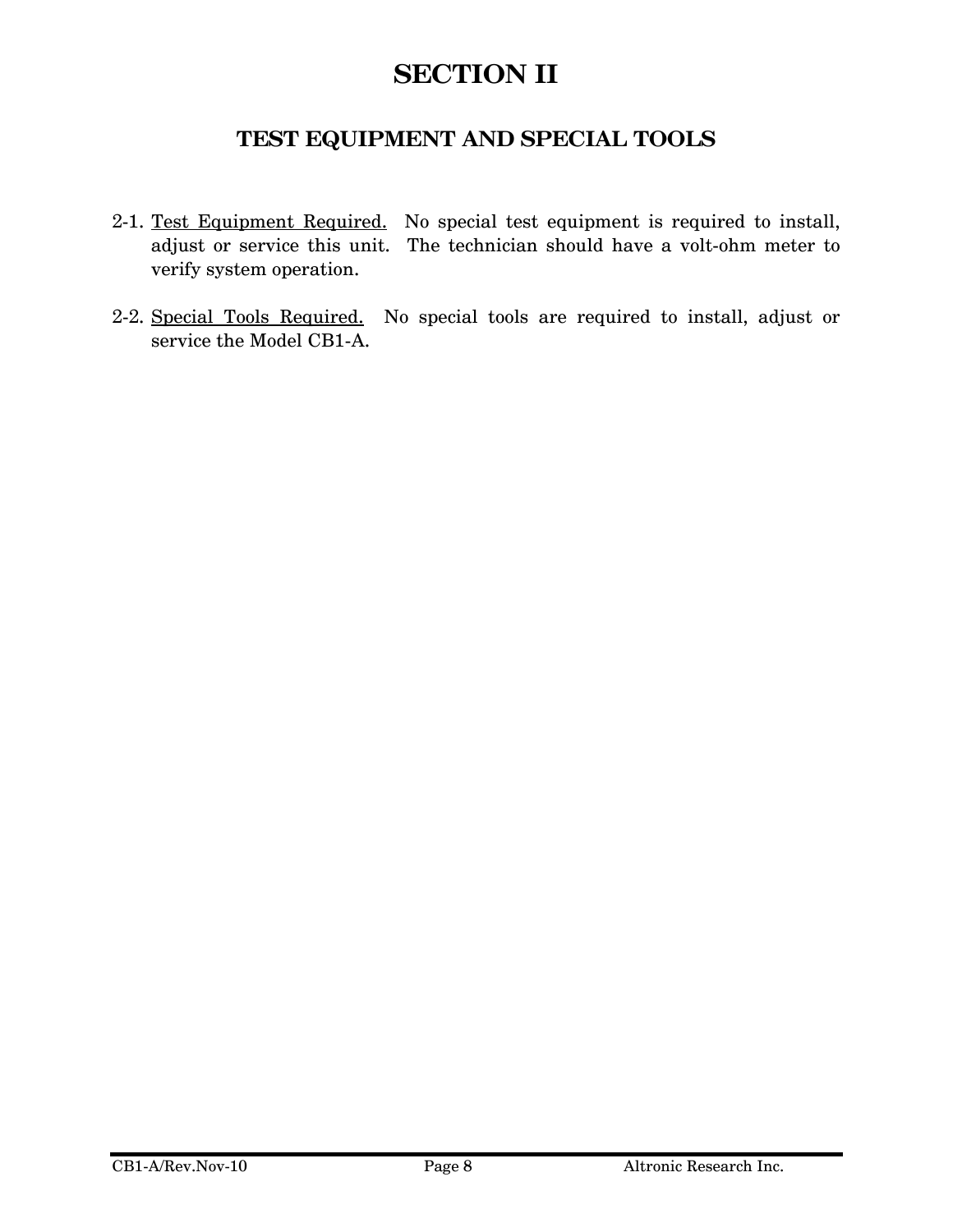# SECTION II

## TEST EQUIPMENT AND SPECIAL TOOLS

2-1. Test Equipment Required. No special test equipment is required to install, adjust or service this unit. The technician should have a volt-ohm meter to verify system operation.

2-2. Special Tools Required. No special tools are required to install, adjust or service the Model CB1-A.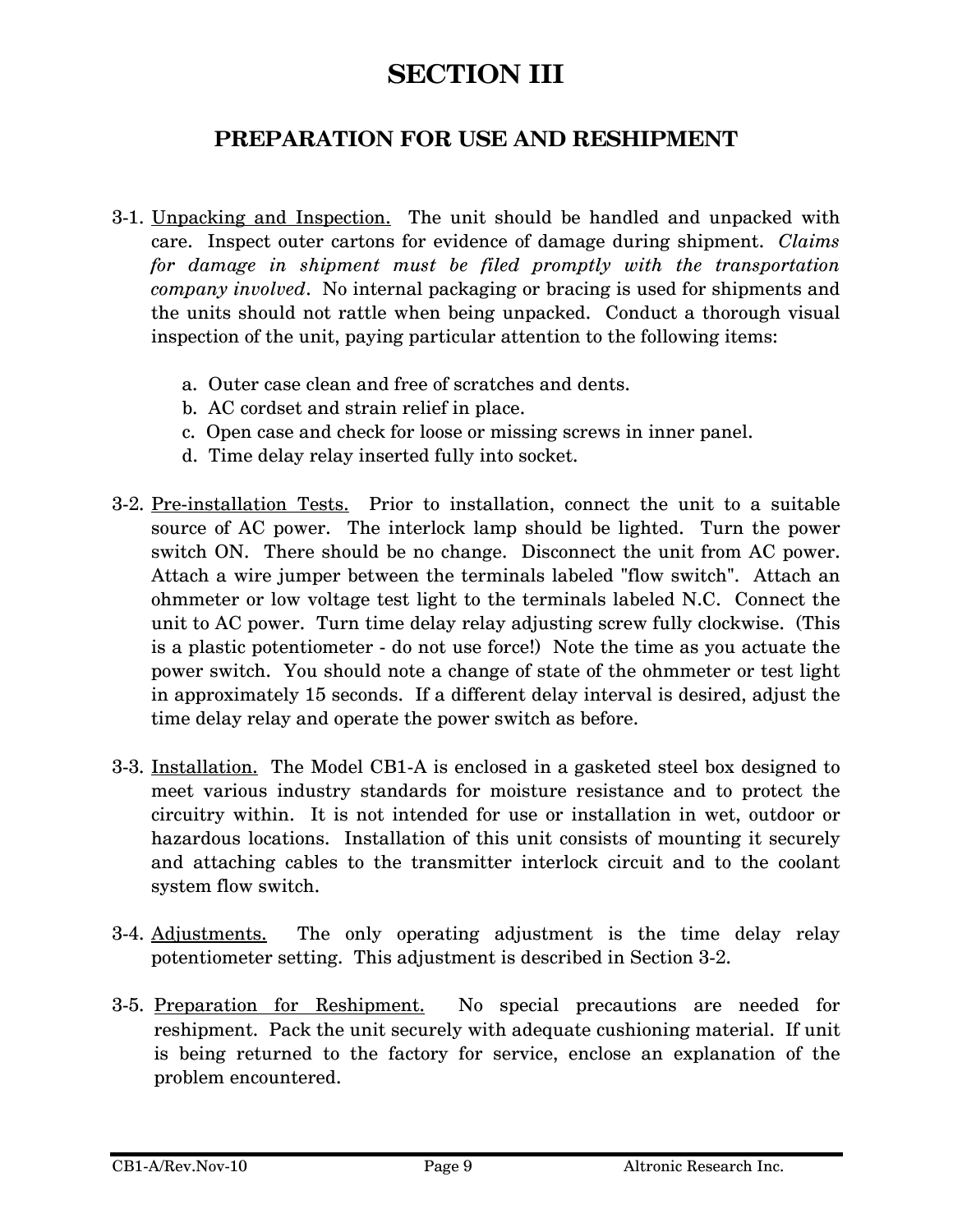# SECTION III

## PREPARATION FOR USE AND RESHIPMENT

3-1. Unpacking and Inspection. The unit should be handled and unpacked with care. Inspect outer cartons for evidence of damage during shipment. *Claims for damage in shipment must be filed promptly with the transportation company involved*. No internal packaging or bracing is used for shipments and the units should not rattle when being unpacked. Conduct a thorough visual inspection of the unit, paying particular attention to the following items:

a. Outer case clean and free of scratches and dents.
b. AC cordset and strain relief in place.
c. Open case and check for loose or missing screws in inner panel.
d. Time delay relay inserted fully into socket.

3-2. Pre-installation Tests. Prior to installation, connect the unit to a suitable source of AC power. The interlock lamp should be lighted. Turn the power switch ON. There should be no change. Disconnect the unit from AC power. Attach a wire jumper between the terminals labeled "flow switch". Attach an ohmmeter or low voltage test light to the terminals labeled N.C. Connect the unit to AC power. Turn time delay relay adjusting screw fully clockwise. (This is a plastic potentiometer - do not use force!) Note the time as you actuate the power switch. You should note a change of state of the ohmmeter or test light in approximately 15 seconds. If a different delay interval is desired, adjust the time delay relay and operate the power switch as before.

3-3. Installation. The Model CB1-A is enclosed in a gasketed steel box designed to meet various industry standards for moisture resistance and to protect the circuitry within. It is not intended for use or installation in wet, outdoor or hazardous locations. Installation of this unit consists of mounting it securely and attaching cables to the transmitter interlock circuit and to the coolant system flow switch.

3-4. Adjustments. The only operating adjustment is the time delay relay potentiometer setting. This adjustment is described in Section 3-2.

3-5. Preparation for Reshipment. No special precautions are needed for reshipment. Pack the unit securely with adequate cushioning material. If unit is being returned to the factory for service, enclose an explanation of the problem encountered.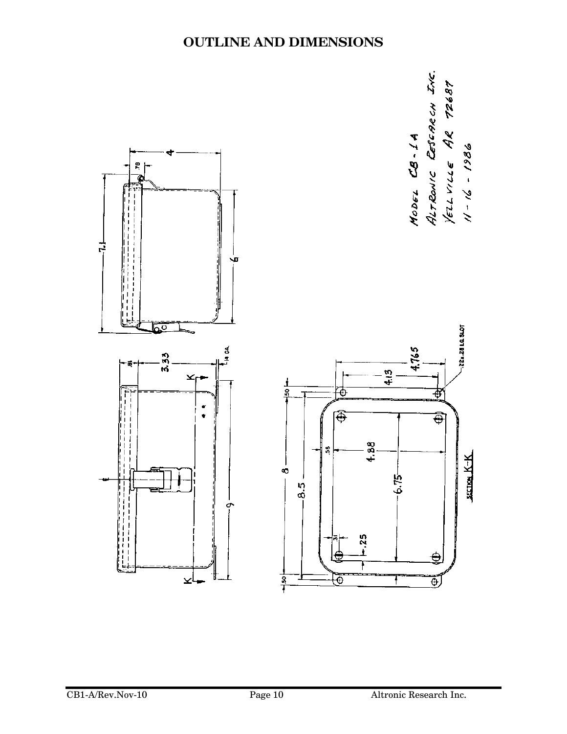# OUTLINE AND DIMENSIONS

MODEL CB-1A
ALTRONIC RESEARCH INC.
YELLVILLE AR 72687
11-16-1986

7.1

.78

4

6

.81

3.33

14 GA.

K

9

K

SECTION K-K

.50

8

8.5

.56

4.88

6.75

.31

.25

.50

4.13

4.765

.22x.28 LG SLOT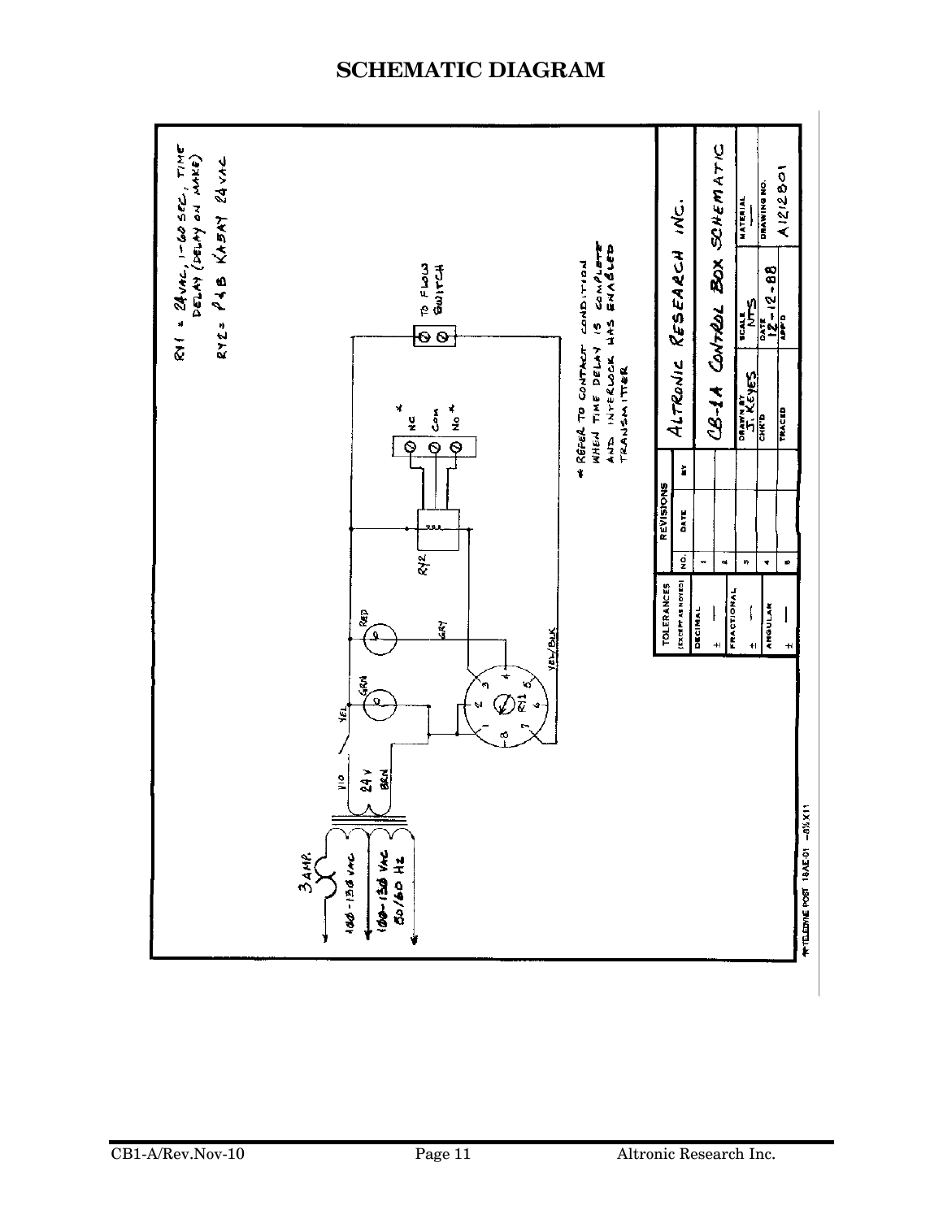# SCHEMATIC DIAGRAM

RY1 = 24VAC, 1-60 SEC, TIME DELAY (DELAY ON MAKE)

RY2 = P&B KA5AY 24VAC

3 AMP.

100-130 VAC

100-130 VAC 50/60 Hz

110

24 V

BRN

YEL

GRN

RED

GRY

YEL/BLK

RY1

RY2

NC *

COM

NO *

TO FLOW SWITCH

* REFER TO CONTACT CONDITION WHEN TIME DELAY IS COMPLETE AND INTERLOCK HAS ENABLED TRANSMITTER

| TOLERANCES (EXCEPT AS NOTED) | |
|---|---|
| DECIMAL | ± — |
| FRACTIONAL | ± — |
| ANGULAR | ± — |

| REVISIONS | | |
|---|---|---|
| NO. | DATE | BY |
| 1 | | |
| 2 | | |
| 3 | | |
| 4 | | |
| 5 | | |

ALTRONIC RESEARCH INC.

CB-1A CONTROL BOX SCHEMATIC

| DRAWN BY J. KEYES | SCALE NTS | MATERIAL — |
|---|---|---|
| CHK'D | DATE 12-12-88 | DRAWING NO. A1212801 |
| TRACED | APP'D | |

TELEDYNE POST 18AE-01 — 8½X11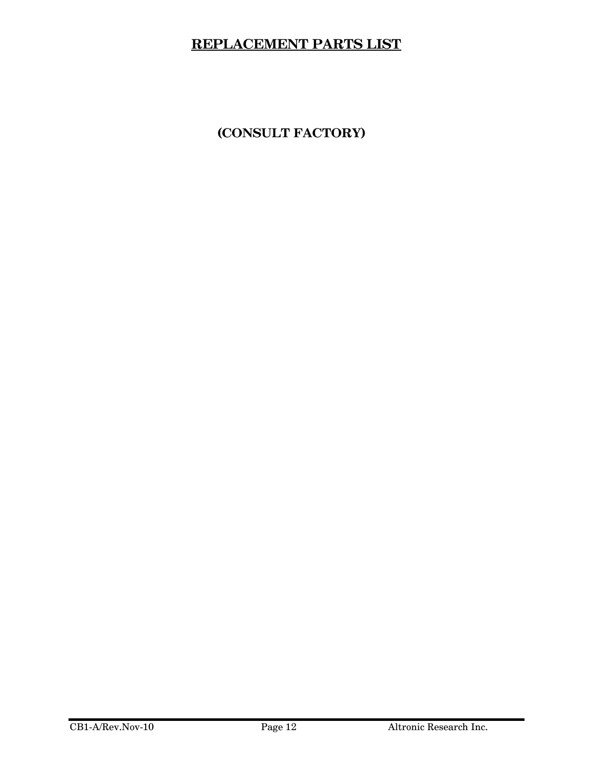# REPLACEMENT PARTS LIST

**(CONSULT FACTORY)**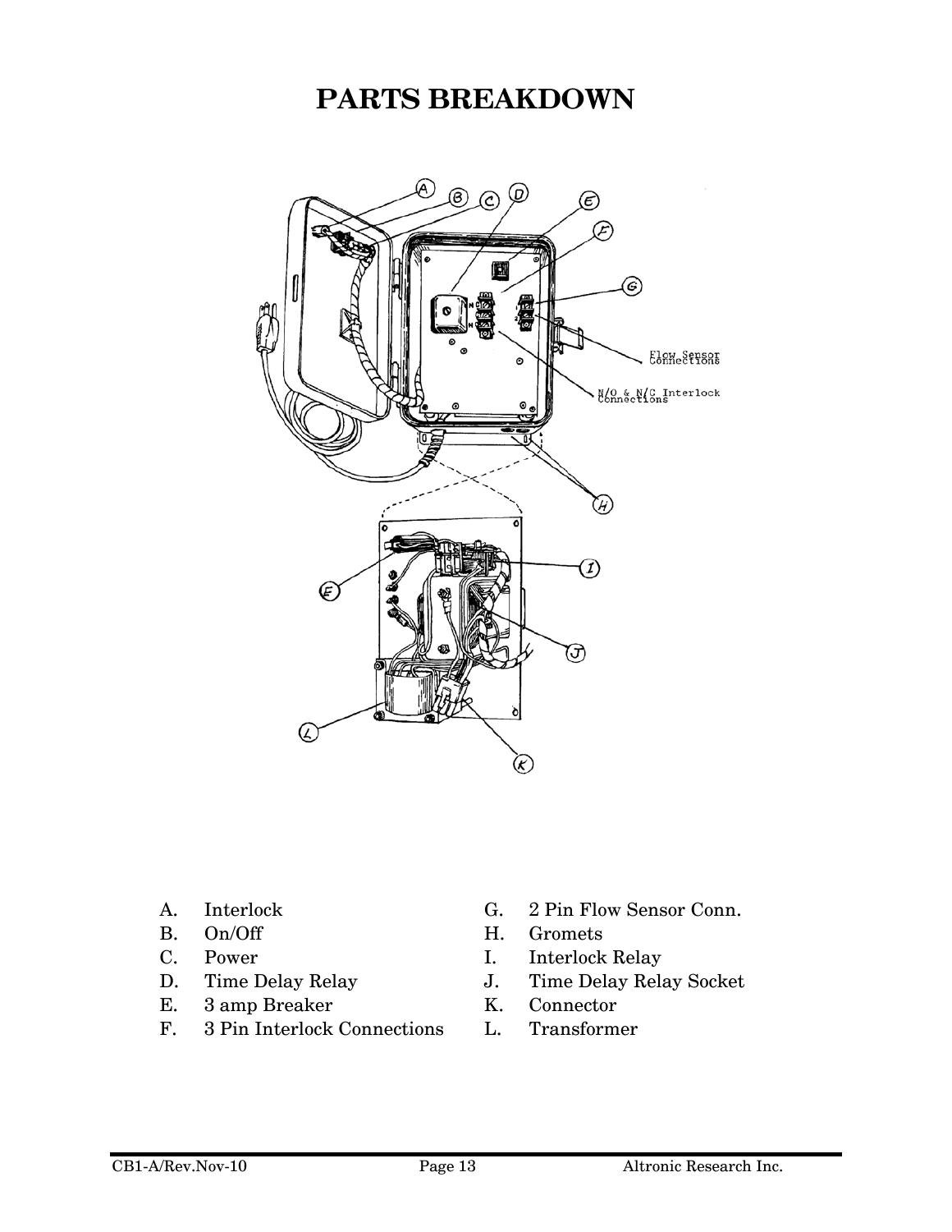# PARTS BREAKDOWN

- A. Interlock
- B. On/Off
- C. Power
- D. Time Delay Relay
- E. 3 amp Breaker
- F. 3 Pin Interlock Connections
- G. 2 Pin Flow Sensor Conn.
- H. Gromets
- I. Interlock Relay
- J. Time Delay Relay Socket
- K. Connector
- L. Transformer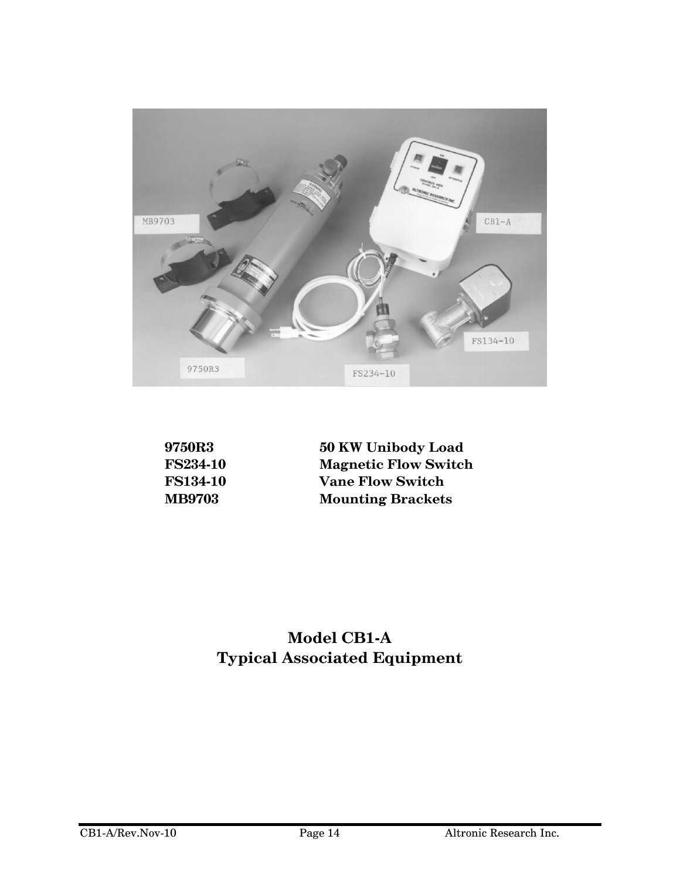| | |
|---|---|
| **9750R3** | **50 KW Unibody Load** |
| **FS234-10** | **Magnetic Flow Switch** |
| **FS134-10** | **Vane Flow Switch** |
| **MB9703** | **Mounting Brackets** |

**Model CB1-A**
**Typical Associated Equipment**